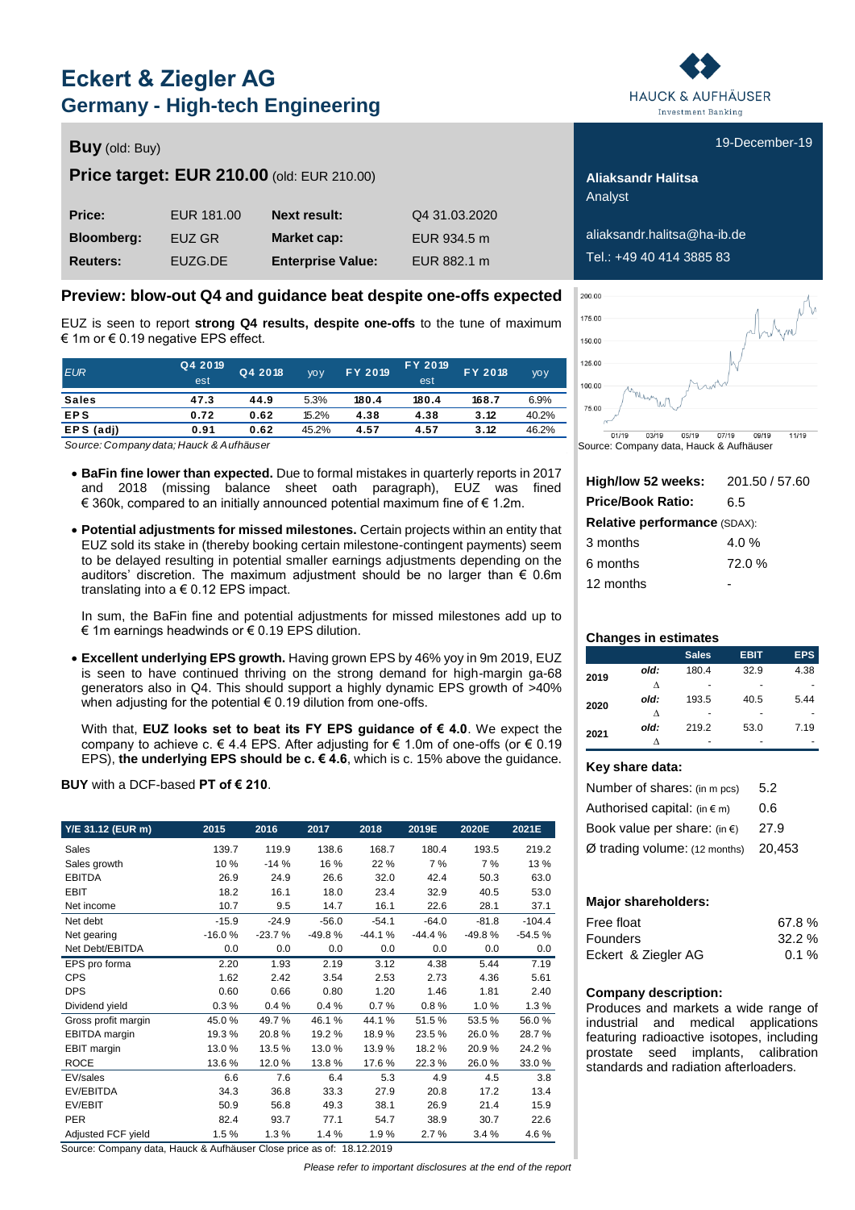# Eckert & Ziegler AG

## Germany - High-tech Engineering

HAUCK & AUFHÄUSER Investment Banking

19-December-19

**Buy** (old: Buy)

**Price target: EUR 210.00** (old: EUR 210.00)

| | | | |
|---|---|---|---|
| **Price:** | EUR 181.00 | **Next result:** | Q4 31.03.2020 |
| **Bloomberg:** | EUZ GR | **Market cap:** | EUR 934.5 m |
| **Reuters:** | EUZG.DE | **Enterprise Value:** | EUR 882.1 m |

**Aliaksandr Halitsa**
Analyst

aliaksandr.halitsa@ha-ib.de
Tel.: +49 40 414 3885 83

### Preview: blow-out Q4 and guidance beat despite one-offs expected

EUZ is seen to report **strong Q4 results, despite one-offs** to the tune of maximum € 1m or € 0.19 negative EPS effect.

| EUR | Q4 2019 est | Q4 2018 | yoy | FY 2019 | FY 2019 est | FY 2018 | yoy |
|---|---|---|---|---|---|---|---|
| **Sales** | 47.3 | 44.9 | 5.3% | 180.4 | 180.4 | 168.7 | 6.9% |
| **EPS** | 0.72 | 0.62 | 15.2% | 4.38 | 4.38 | 3.12 | 40.2% |
| **EPS (adj)** | 0.91 | 0.62 | 45.2% | 4.57 | 4.57 | 3.12 | 46.2% |

*Source: Company data; Hauck & Aufhäuser*

- **BaFin fine lower than expected.** Due to formal mistakes in quarterly reports in 2017 and 2018 (missing balance sheet oath paragraph), EUZ was fined € 360k, compared to an initially announced potential maximum fine of € 1.2m.
- **Potential adjustments for missed milestones.** Certain projects within an entity that EUZ sold its stake in (thereby booking certain milestone-contingent payments) seem to be delayed resulting in potential smaller earnings adjustments depending on the auditors' discretion. The maximum adjustment should be no larger than € 0.6m translating into a € 0.12 EPS impact.

  In sum, the BaFin fine and potential adjustments for missed milestones add up to € 1m earnings headwinds or € 0.19 EPS dilution.

- **Excellent underlying EPS growth.** Having grown EPS by 46% yoy in 9m 2019, EUZ is seen to have continued thriving on the strong demand for high-margin ga-68 generators also in Q4. This should support a highly dynamic EPS growth of >40% when adjusting for the potential € 0.19 dilution from one-offs.

  With that, **EUZ looks set to beat its FY EPS guidance of € 4.0**. We expect the company to achieve c. € 4.4 EPS. After adjusting for € 1.0m of one-offs (or € 0.19 EPS), **the underlying EPS should be c. € 4.6**, which is c. 15% above the guidance.

**BUY** with a DCF-based **PT of € 210**.

| Y/E 31.12 (EUR m) | 2015 | 2016 | 2017 | 2018 | 2019E | 2020E | 2021E |
|---|---|---|---|---|---|---|---|
| Sales | 139.7 | 119.9 | 138.6 | 168.7 | 180.4 | 193.5 | 219.2 |
| Sales growth | 10 % | -14 % | 16 % | 22 % | 7 % | 7 % | 13 % |
| EBITDA | 26.9 | 24.9 | 26.6 | 32.0 | 42.4 | 50.3 | 63.0 |
| EBIT | 18.2 | 16.1 | 18.0 | 23.4 | 32.9 | 40.5 | 53.0 |
| Net income | 10.7 | 9.5 | 14.7 | 16.1 | 22.6 | 28.1 | 37.1 |
| Net debt | -15.9 | -24.9 | -56.0 | -54.1 | -64.0 | -81.8 | -104.4 |
| Net gearing | -16.0 % | -23.7 % | -49.8 % | -44.1 % | -44.4 % | -49.8 % | -54.5 % |
| Net Debt/EBITDA | 0.0 | 0.0 | 0.0 | 0.0 | 0.0 | 0.0 | 0.0 |
| EPS pro forma | 2.20 | 1.93 | 2.19 | 3.12 | 4.38 | 5.44 | 7.19 |
| CPS | 1.62 | 2.42 | 3.54 | 2.53 | 2.73 | 4.36 | 5.61 |
| DPS | 0.60 | 0.66 | 0.80 | 1.20 | 1.46 | 1.81 | 2.40 |
| Dividend yield | 0.3 % | 0.4 % | 0.4 % | 0.7 % | 0.8 % | 1.0 % | 1.3 % |
| Gross profit margin | 45.0 % | 49.7 % | 46.1 % | 44.1 % | 51.5 % | 53.5 % | 56.0 % |
| EBITDA margin | 19.3 % | 20.8 % | 19.2 % | 18.9 % | 23.5 % | 26.0 % | 28.7 % |
| EBIT margin | 13.0 % | 13.5 % | 13.0 % | 13.9 % | 18.2 % | 20.9 % | 24.2 % |
| ROCE | 13.6 % | 12.0 % | 13.8 % | 17.6 % | 22.3 % | 26.0 % | 33.0 % |
| EV/sales | 6.6 | 7.6 | 6.4 | 5.3 | 4.9 | 4.5 | 3.8 |
| EV/EBITDA | 34.3 | 36.8 | 33.3 | 27.9 | 20.8 | 17.2 | 13.4 |
| EV/EBIT | 50.9 | 56.8 | 49.3 | 38.1 | 26.9 | 21.4 | 15.9 |
| PER | 82.4 | 93.7 | 77.1 | 54.7 | 38.9 | 30.7 | 22.6 |
| Adjusted FCF yield | 1.5 % | 1.3 % | 1.4 % | 1.9 % | 2.7 % | 3.4 % | 4.6 % |

Source: Company data, Hauck & Aufhäuser Close price as of: 18.12.2019

Source: Company data, Hauck & Aufhäuser

| | |
|---|---|
| **High/low 52 weeks:** | 201.50 / 57.60 |
| **Price/Book Ratio:** | 6.5 |
| **Relative performance** (SDAX): | |
| 3 months | 4.0 % |
| 6 months | 72.0 % |
| 12 months | - |

**Changes in estimates**

| | | Sales | EBIT | EPS |
|---|---|---|---|---|
| **2019** | *old:* | 180.4 | 32.9 | 4.38 |
| | Δ | - | - | - |
| **2020** | *old:* | 193.5 | 40.5 | 5.44 |
| | Δ | - | - | - |
| **2021** | *old:* | 219.2 | 53.0 | 7.19 |
| | Δ | - | - | - |

**Key share data:**

| | |
|---|---|
| Number of shares: (in m pcs) | 5.2 |
| Authorised capital: (in € m) | 0.6 |
| Book value per share: (in €) | 27.9 |
| Ø trading volume: (12 months) | 20,453 |

**Major shareholders:**

| | |
|---|---|
| Free float | 67.8 % |
| Founders | 32.2 % |
| Eckert & Ziegler AG | 0.1 % |

**Company description:**
Produces and markets a wide range of industrial and medical applications featuring radioactive isotopes, including prostate seed implants, calibration standards and radiation afterloaders.

*Please refer to important disclosures at the end of the report*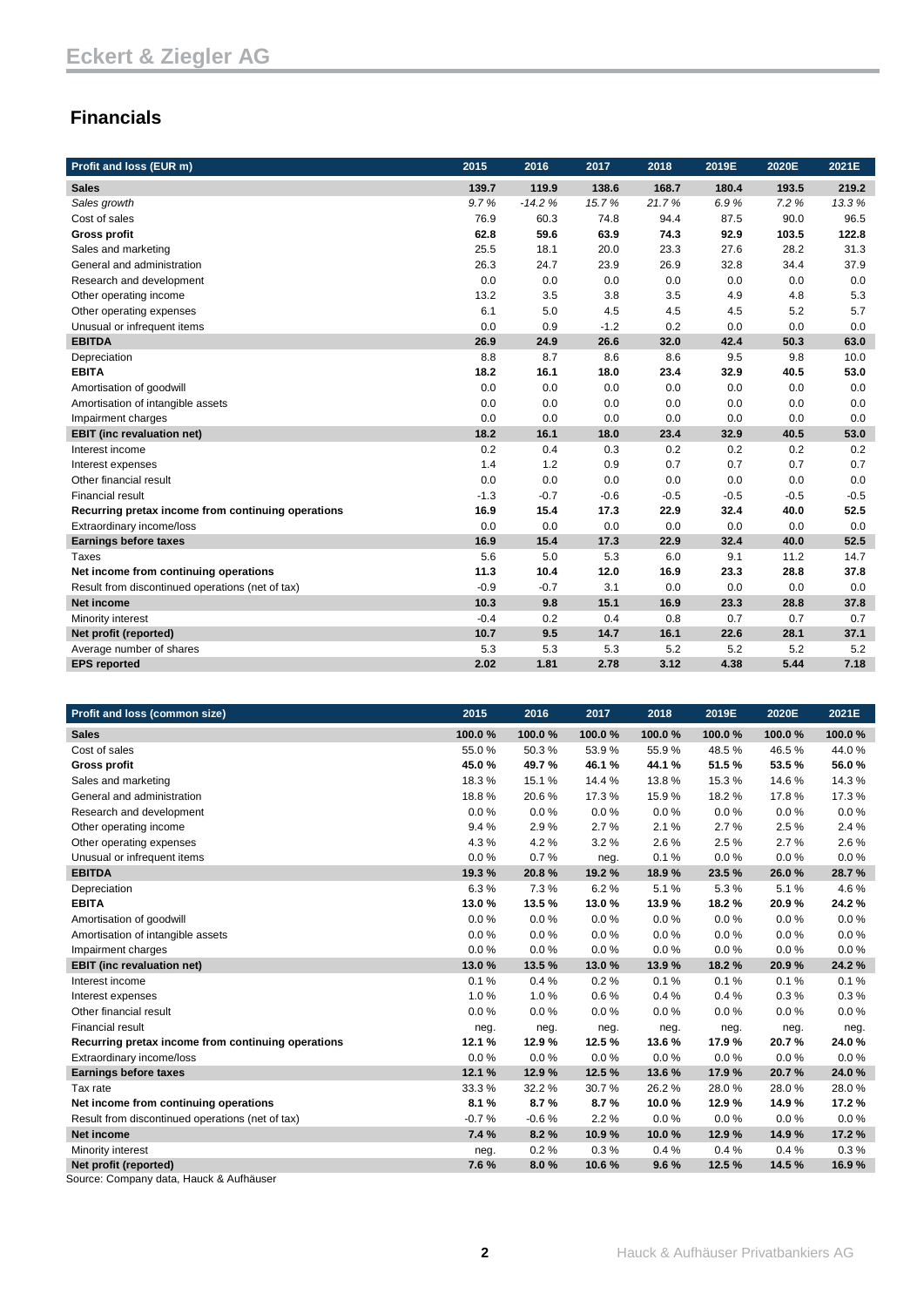## Financials

| Profit and loss (EUR m) | 2015 | 2016 | 2017 | 2018 | 2019E | 2020E | 2021E |
|---|---|---|---|---|---|---|---|
| **Sales** | **139.7** | **119.9** | **138.6** | **168.7** | **180.4** | **193.5** | **219.2** |
| *Sales growth* | *9.7 %* | *-14.2 %* | *15.7 %* | *21.7 %* | *6.9 %* | *7.2 %* | *13.3 %* |
| Cost of sales | 76.9 | 60.3 | 74.8 | 94.4 | 87.5 | 90.0 | 96.5 |
| **Gross profit** | **62.8** | **59.6** | **63.9** | **74.3** | **92.9** | **103.5** | **122.8** |
| Sales and marketing | 25.5 | 18.1 | 20.0 | 23.3 | 27.6 | 28.2 | 31.3 |
| General and administration | 26.3 | 24.7 | 23.9 | 26.9 | 32.8 | 34.4 | 37.9 |
| Research and development | 0.0 | 0.0 | 0.0 | 0.0 | 0.0 | 0.0 | 0.0 |
| Other operating income | 13.2 | 3.5 | 3.8 | 3.5 | 4.9 | 4.8 | 5.3 |
| Other operating expenses | 6.1 | 5.0 | 4.5 | 4.5 | 4.5 | 5.2 | 5.7 |
| Unusual or infrequent items | 0.0 | 0.9 | -1.2 | 0.2 | 0.0 | 0.0 | 0.0 |
| **EBITDA** | **26.9** | **24.9** | **26.6** | **32.0** | **42.4** | **50.3** | **63.0** |
| Depreciation | 8.8 | 8.7 | 8.6 | 8.6 | 9.5 | 9.8 | 10.0 |
| **EBITA** | **18.2** | **16.1** | **18.0** | **23.4** | **32.9** | **40.5** | **53.0** |
| Amortisation of goodwill | 0.0 | 0.0 | 0.0 | 0.0 | 0.0 | 0.0 | 0.0 |
| Amortisation of intangible assets | 0.0 | 0.0 | 0.0 | 0.0 | 0.0 | 0.0 | 0.0 |
| Impairment charges | 0.0 | 0.0 | 0.0 | 0.0 | 0.0 | 0.0 | 0.0 |
| **EBIT (inc revaluation net)** | **18.2** | **16.1** | **18.0** | **23.4** | **32.9** | **40.5** | **53.0** |
| Interest income | 0.2 | 0.4 | 0.3 | 0.2 | 0.2 | 0.2 | 0.2 |
| Interest expenses | 1.4 | 1.2 | 0.9 | 0.7 | 0.7 | 0.7 | 0.7 |
| Other financial result | 0.0 | 0.0 | 0.0 | 0.0 | 0.0 | 0.0 | 0.0 |
| Financial result | -1.3 | -0.7 | -0.6 | -0.5 | -0.5 | -0.5 | -0.5 |
| **Recurring pretax income from continuing operations** | **16.9** | **15.4** | **17.3** | **22.9** | **32.4** | **40.0** | **52.5** |
| Extraordinary income/loss | 0.0 | 0.0 | 0.0 | 0.0 | 0.0 | 0.0 | 0.0 |
| **Earnings before taxes** | **16.9** | **15.4** | **17.3** | **22.9** | **32.4** | **40.0** | **52.5** |
| Taxes | 5.6 | 5.0 | 5.3 | 6.0 | 9.1 | 11.2 | 14.7 |
| **Net income from continuing operations** | **11.3** | **10.4** | **12.0** | **16.9** | **23.3** | **28.8** | **37.8** |
| Result from discontinued operations (net of tax) | -0.9 | -0.7 | 3.1 | 0.0 | 0.0 | 0.0 | 0.0 |
| **Net income** | **10.3** | **9.8** | **15.1** | **16.9** | **23.3** | **28.8** | **37.8** |
| Minority interest | -0.4 | 0.2 | 0.4 | 0.8 | 0.7 | 0.7 | 0.7 |
| **Net profit (reported)** | **10.7** | **9.5** | **14.7** | **16.1** | **22.6** | **28.1** | **37.1** |
| Average number of shares | 5.3 | 5.3 | 5.3 | 5.2 | 5.2 | 5.2 | 5.2 |
| **EPS reported** | **2.02** | **1.81** | **2.78** | **3.12** | **4.38** | **5.44** | **7.18** |

| Profit and loss (common size) | 2015 | 2016 | 2017 | 2018 | 2019E | 2020E | 2021E |
|---|---|---|---|---|---|---|---|
| **Sales** | **100.0 %** | **100.0 %** | **100.0 %** | **100.0 %** | **100.0 %** | **100.0 %** | **100.0 %** |
| Cost of sales | 55.0 % | 50.3 % | 53.9 % | 55.9 % | 48.5 % | 46.5 % | 44.0 % |
| **Gross profit** | **45.0 %** | **49.7 %** | **46.1 %** | **44.1 %** | **51.5 %** | **53.5 %** | **56.0 %** |
| Sales and marketing | 18.3 % | 15.1 % | 14.4 % | 13.8 % | 15.3 % | 14.6 % | 14.3 % |
| General and administration | 18.8 % | 20.6 % | 17.3 % | 15.9 % | 18.2 % | 17.8 % | 17.3 % |
| Research and development | 0.0 % | 0.0 % | 0.0 % | 0.0 % | 0.0 % | 0.0 % | 0.0 % |
| Other operating income | 9.4 % | 2.9 % | 2.7 % | 2.1 % | 2.7 % | 2.5 % | 2.4 % |
| Other operating expenses | 4.3 % | 4.2 % | 3.2 % | 2.6 % | 2.5 % | 2.7 % | 2.6 % |
| Unusual or infrequent items | 0.0 % | 0.7 % | neg. | 0.1 % | 0.0 % | 0.0 % | 0.0 % |
| **EBITDA** | **19.3 %** | **20.8 %** | **19.2 %** | **18.9 %** | **23.5 %** | **26.0 %** | **28.7 %** |
| Depreciation | 6.3 % | 7.3 % | 6.2 % | 5.1 % | 5.3 % | 5.1 % | 4.6 % |
| **EBITA** | **13.0 %** | **13.5 %** | **13.0 %** | **13.9 %** | **18.2 %** | **20.9 %** | **24.2 %** |
| Amortisation of goodwill | 0.0 % | 0.0 % | 0.0 % | 0.0 % | 0.0 % | 0.0 % | 0.0 % |
| Amortisation of intangible assets | 0.0 % | 0.0 % | 0.0 % | 0.0 % | 0.0 % | 0.0 % | 0.0 % |
| Impairment charges | 0.0 % | 0.0 % | 0.0 % | 0.0 % | 0.0 % | 0.0 % | 0.0 % |
| **EBIT (inc revaluation net)** | **13.0 %** | **13.5 %** | **13.0 %** | **13.9 %** | **18.2 %** | **20.9 %** | **24.2 %** |
| Interest income | 0.1 % | 0.4 % | 0.2 % | 0.1 % | 0.1 % | 0.1 % | 0.1 % |
| Interest expenses | 1.0 % | 1.0 % | 0.6 % | 0.4 % | 0.4 % | 0.3 % | 0.3 % |
| Other financial result | 0.0 % | 0.0 % | 0.0 % | 0.0 % | 0.0 % | 0.0 % | 0.0 % |
| Financial result | neg. | neg. | neg. | neg. | neg. | neg. | neg. |
| **Recurring pretax income from continuing operations** | **12.1 %** | **12.9 %** | **12.5 %** | **13.6 %** | **17.9 %** | **20.7 %** | **24.0 %** |
| Extraordinary income/loss | 0.0 % | 0.0 % | 0.0 % | 0.0 % | 0.0 % | 0.0 % | 0.0 % |
| **Earnings before taxes** | **12.1 %** | **12.9 %** | **12.5 %** | **13.6 %** | **17.9 %** | **20.7 %** | **24.0 %** |
| Tax rate | 33.3 % | 32.2 % | 30.7 % | 26.2 % | 28.0 % | 28.0 % | 28.0 % |
| **Net income from continuing operations** | **8.1 %** | **8.7 %** | **8.7 %** | **10.0 %** | **12.9 %** | **14.9 %** | **17.2 %** |
| Result from discontinued operations (net of tax) | -0.7 % | -0.6 % | 2.2 % | 0.0 % | 0.0 % | 0.0 % | 0.0 % |
| **Net income** | **7.4 %** | **8.2 %** | **10.9 %** | **10.0 %** | **12.9 %** | **14.9 %** | **17.2 %** |
| Minority interest | neg. | 0.2 % | 0.3 % | 0.4 % | 0.4 % | 0.4 % | 0.3 % |
| **Net profit (reported)** | **7.6 %** | **8.0 %** | **10.6 %** | **9.6 %** | **12.5 %** | **14.5 %** | **16.9 %** |

Source: Company data, Hauck & Aufhäuser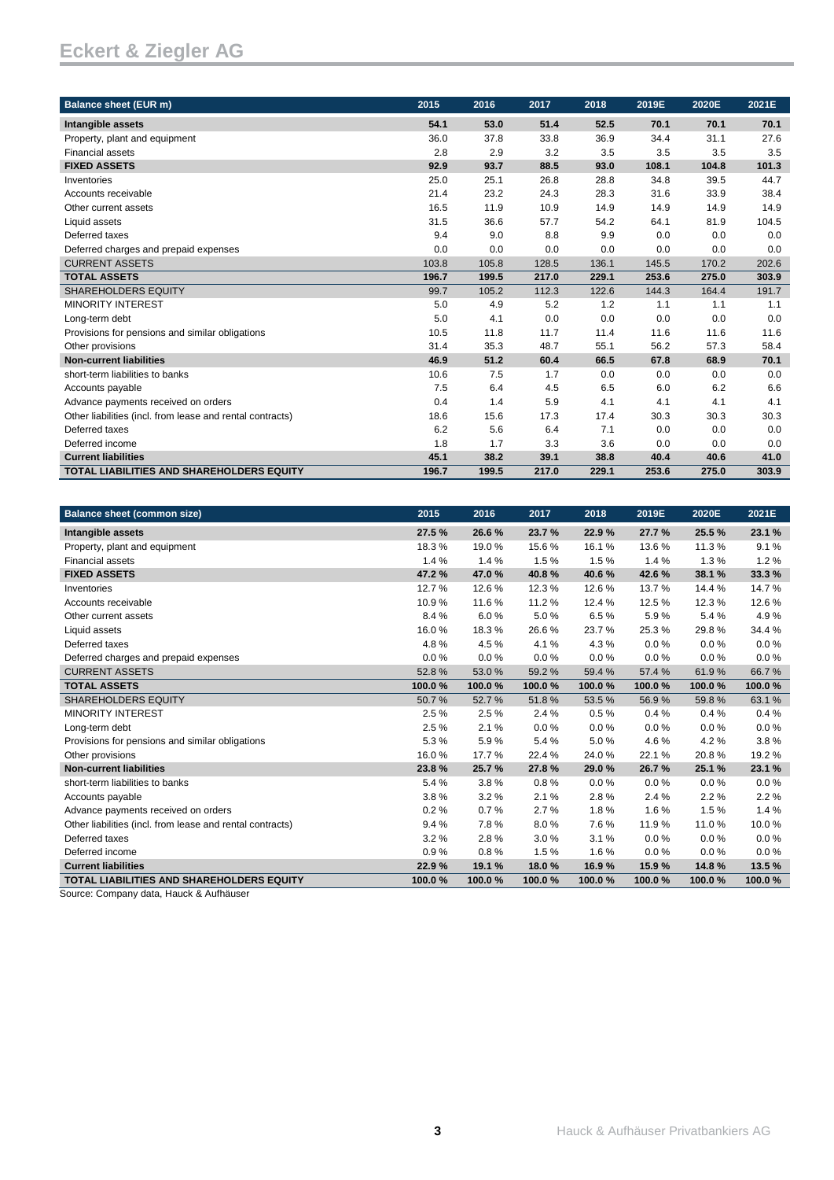| Balance sheet (EUR m) | 2015 | 2016 | 2017 | 2018 | 2019E | 2020E | 2021E |
|---|---|---|---|---|---|---|---|
| **Intangible assets** | **54.1** | **53.0** | **51.4** | **52.5** | **70.1** | **70.1** | **70.1** |
| Property, plant and equipment | 36.0 | 37.8 | 33.8 | 36.9 | 34.4 | 31.1 | 27.6 |
| Financial assets | 2.8 | 2.9 | 3.2 | 3.5 | 3.5 | 3.5 | 3.5 |
| **FIXED ASSETS** | **92.9** | **93.7** | **88.5** | **93.0** | **108.1** | **104.8** | **101.3** |
| Inventories | 25.0 | 25.1 | 26.8 | 28.8 | 34.8 | 39.5 | 44.7 |
| Accounts receivable | 21.4 | 23.2 | 24.3 | 28.3 | 31.6 | 33.9 | 38.4 |
| Other current assets | 16.5 | 11.9 | 10.9 | 14.9 | 14.9 | 14.9 | 14.9 |
| Liquid assets | 31.5 | 36.6 | 57.7 | 54.2 | 64.1 | 81.9 | 104.5 |
| Deferred taxes | 9.4 | 9.0 | 8.8 | 9.9 | 0.0 | 0.0 | 0.0 |
| Deferred charges and prepaid expenses | 0.0 | 0.0 | 0.0 | 0.0 | 0.0 | 0.0 | 0.0 |
| CURRENT ASSETS | 103.8 | 105.8 | 128.5 | 136.1 | 145.5 | 170.2 | 202.6 |
| **TOTAL ASSETS** | **196.7** | **199.5** | **217.0** | **229.1** | **253.6** | **275.0** | **303.9** |
| SHAREHOLDERS EQUITY | 99.7 | 105.2 | 112.3 | 122.6 | 144.3 | 164.4 | 191.7 |
| MINORITY INTEREST | 5.0 | 4.9 | 5.2 | 1.2 | 1.1 | 1.1 | 1.1 |
| Long-term debt | 5.0 | 4.1 | 0.0 | 0.0 | 0.0 | 0.0 | 0.0 |
| Provisions for pensions and similar obligations | 10.5 | 11.8 | 11.7 | 11.4 | 11.6 | 11.6 | 11.6 |
| Other provisions | 31.4 | 35.3 | 48.7 | 55.1 | 56.2 | 57.3 | 58.4 |
| **Non-current liabilities** | **46.9** | **51.2** | **60.4** | **66.5** | **67.8** | **68.9** | **70.1** |
| short-term liabilities to banks | 10.6 | 7.5 | 1.7 | 0.0 | 0.0 | 0.0 | 0.0 |
| Accounts payable | 7.5 | 6.4 | 4.5 | 6.5 | 6.0 | 6.2 | 6.6 |
| Advance payments received on orders | 0.4 | 1.4 | 5.9 | 4.1 | 4.1 | 4.1 | 4.1 |
| Other liabilities (incl. from lease and rental contracts) | 18.6 | 15.6 | 17.3 | 17.4 | 30.3 | 30.3 | 30.3 |
| Deferred taxes | 6.2 | 5.6 | 6.4 | 7.1 | 0.0 | 0.0 | 0.0 |
| Deferred income | 1.8 | 1.7 | 3.3 | 3.6 | 0.0 | 0.0 | 0.0 |
| **Current liabilities** | **45.1** | **38.2** | **39.1** | **38.8** | **40.4** | **40.6** | **41.0** |
| **TOTAL LIABILITIES AND SHAREHOLDERS EQUITY** | **196.7** | **199.5** | **217.0** | **229.1** | **253.6** | **275.0** | **303.9** |

| Balance sheet (common size) | 2015 | 2016 | 2017 | 2018 | 2019E | 2020E | 2021E |
|---|---|---|---|---|---|---|---|
| **Intangible assets** | **27.5 %** | **26.6 %** | **23.7 %** | **22.9 %** | **27.7 %** | **25.5 %** | **23.1 %** |
| Property, plant and equipment | 18.3 % | 19.0 % | 15.6 % | 16.1 % | 13.6 % | 11.3 % | 9.1 % |
| Financial assets | 1.4 % | 1.4 % | 1.5 % | 1.5 % | 1.4 % | 1.3 % | 1.2 % |
| **FIXED ASSETS** | **47.2 %** | **47.0 %** | **40.8 %** | **40.6 %** | **42.6 %** | **38.1 %** | **33.3 %** |
| Inventories | 12.7 % | 12.6 % | 12.3 % | 12.6 % | 13.7 % | 14.4 % | 14.7 % |
| Accounts receivable | 10.9 % | 11.6 % | 11.2 % | 12.4 % | 12.5 % | 12.3 % | 12.6 % |
| Other current assets | 8.4 % | 6.0 % | 5.0 % | 6.5 % | 5.9 % | 5.4 % | 4.9 % |
| Liquid assets | 16.0 % | 18.3 % | 26.6 % | 23.7 % | 25.3 % | 29.8 % | 34.4 % |
| Deferred taxes | 4.8 % | 4.5 % | 4.1 % | 4.3 % | 0.0 % | 0.0 % | 0.0 % |
| Deferred charges and prepaid expenses | 0.0 % | 0.0 % | 0.0 % | 0.0 % | 0.0 % | 0.0 % | 0.0 % |
| CURRENT ASSETS | 52.8 % | 53.0 % | 59.2 % | 59.4 % | 57.4 % | 61.9 % | 66.7 % |
| **TOTAL ASSETS** | **100.0 %** | **100.0 %** | **100.0 %** | **100.0 %** | **100.0 %** | **100.0 %** | **100.0 %** |
| SHAREHOLDERS EQUITY | 50.7 % | 52.7 % | 51.8 % | 53.5 % | 56.9 % | 59.8 % | 63.1 % |
| MINORITY INTEREST | 2.5 % | 2.5 % | 2.4 % | 0.5 % | 0.4 % | 0.4 % | 0.4 % |
| Long-term debt | 2.5 % | 2.1 % | 0.0 % | 0.0 % | 0.0 % | 0.0 % | 0.0 % |
| Provisions for pensions and similar obligations | 5.3 % | 5.9 % | 5.4 % | 5.0 % | 4.6 % | 4.2 % | 3.8 % |
| Other provisions | 16.0 % | 17.7 % | 22.4 % | 24.0 % | 22.1 % | 20.8 % | 19.2 % |
| **Non-current liabilities** | **23.8 %** | **25.7 %** | **27.8 %** | **29.0 %** | **26.7 %** | **25.1 %** | **23.1 %** |
| short-term liabilities to banks | 5.4 % | 3.8 % | 0.8 % | 0.0 % | 0.0 % | 0.0 % | 0.0 % |
| Accounts payable | 3.8 % | 3.2 % | 2.1 % | 2.8 % | 2.4 % | 2.2 % | 2.2 % |
| Advance payments received on orders | 0.2 % | 0.7 % | 2.7 % | 1.8 % | 1.6 % | 1.5 % | 1.4 % |
| Other liabilities (incl. from lease and rental contracts) | 9.4 % | 7.8 % | 8.0 % | 7.6 % | 11.9 % | 11.0 % | 10.0 % |
| Deferred taxes | 3.2 % | 2.8 % | 3.0 % | 3.1 % | 0.0 % | 0.0 % | 0.0 % |
| Deferred income | 0.9 % | 0.8 % | 1.5 % | 1.6 % | 0.0 % | 0.0 % | 0.0 % |
| **Current liabilities** | **22.9 %** | **19.1 %** | **18.0 %** | **16.9 %** | **15.9 %** | **14.8 %** | **13.5 %** |
| **TOTAL LIABILITIES AND SHAREHOLDERS EQUITY** | **100.0 %** | **100.0 %** | **100.0 %** | **100.0 %** | **100.0 %** | **100.0 %** | **100.0 %** |

Source: Company data, Hauck & Aufhäuser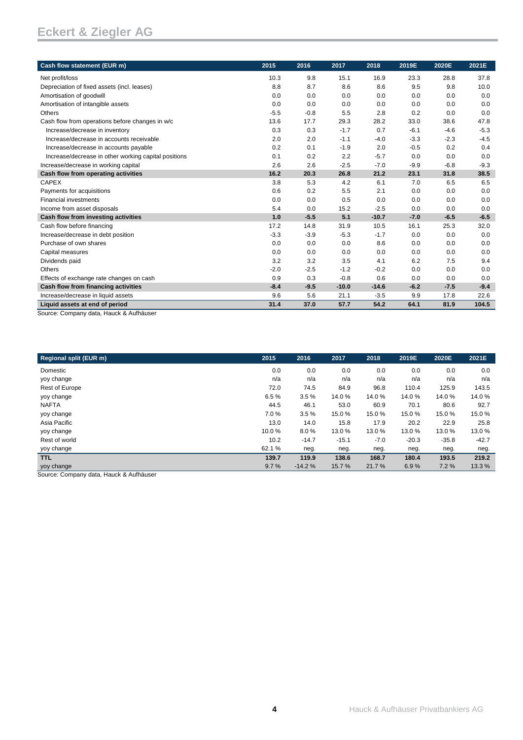| Cash flow statement (EUR m) | 2015 | 2016 | 2017 | 2018 | 2019E | 2020E | 2021E |
|---|---|---|---|---|---|---|---|
| Net profit/loss | 10.3 | 9.8 | 15.1 | 16.9 | 23.3 | 28.8 | 37.8 |
| Depreciation of fixed assets (incl. leases) | 8.8 | 8.7 | 8.6 | 8.6 | 9.5 | 9.8 | 10.0 |
| Amortisation of goodwill | 0.0 | 0.0 | 0.0 | 0.0 | 0.0 | 0.0 | 0.0 |
| Amortisation of intangible assets | 0.0 | 0.0 | 0.0 | 0.0 | 0.0 | 0.0 | 0.0 |
| Others | -5.5 | -0.8 | 5.5 | 2.8 | 0.2 | 0.0 | 0.0 |
| Cash flow from operations before changes in w/c | 13.6 | 17.7 | 29.3 | 28.2 | 33.0 | 38.6 | 47.8 |
| Increase/decrease in inventory | 0.3 | 0.3 | -1.7 | 0.7 | -6.1 | -4.6 | -5.3 |
| Increase/decrease in accounts receivable | 2.0 | 2.0 | -1.1 | -4.0 | -3.3 | -2.3 | -4.5 |
| Increase/decrease in accounts payable | 0.2 | 0.1 | -1.9 | 2.0 | -0.5 | 0.2 | 0.4 |
| Increase/decrease in other working capital positions | 0.1 | 0.2 | 2.2 | -5.7 | 0.0 | 0.0 | 0.0 |
| Increase/decrease in working capital | 2.6 | 2.6 | -2.5 | -7.0 | -9.9 | -6.8 | -9.3 |
| **Cash flow from operating activities** | **16.2** | **20.3** | **26.8** | **21.2** | **23.1** | **31.8** | **38.5** |
| CAPEX | 3.8 | 5.3 | 4.2 | 6.1 | 7.0 | 6.5 | 6.5 |
| Payments for acquisitions | 0.6 | 0.2 | 5.5 | 2.1 | 0.0 | 0.0 | 0.0 |
| Financial investments | 0.0 | 0.0 | 0.5 | 0.0 | 0.0 | 0.0 | 0.0 |
| Income from asset disposals | 5.4 | 0.0 | 15.2 | -2.5 | 0.0 | 0.0 | 0.0 |
| **Cash flow from investing activities** | **1.0** | **-5.5** | **5.1** | **-10.7** | **-7.0** | **-6.5** | **-6.5** |
| Cash flow before financing | 17.2 | 14.8 | 31.9 | 10.5 | 16.1 | 25.3 | 32.0 |
| Increase/decrease in debt position | -3.3 | -3.9 | -5.3 | -1.7 | 0.0 | 0.0 | 0.0 |
| Purchase of own shares | 0.0 | 0.0 | 0.0 | 8.6 | 0.0 | 0.0 | 0.0 |
| Capital measures | 0.0 | 0.0 | 0.0 | 0.0 | 0.0 | 0.0 | 0.0 |
| Dividends paid | 3.2 | 3.2 | 3.5 | 4.1 | 6.2 | 7.5 | 9.4 |
| Others | -2.0 | -2.5 | -1.2 | -0.2 | 0.0 | 0.0 | 0.0 |
| Effects of exchange rate changes on cash | 0.9 | 0.3 | -0.8 | 0.6 | 0.0 | 0.0 | 0.0 |
| **Cash flow from financing activities** | **-8.4** | **-9.5** | **-10.0** | **-14.6** | **-6.2** | **-7.5** | **-9.4** |
| Increase/decrease in liquid assets | 9.6 | 5.6 | 21.1 | -3.5 | 9.9 | 17.8 | 22.6 |
| **Liquid assets at end of period** | **31.4** | **37.0** | **57.7** | **54.2** | **64.1** | **81.9** | **104.5** |

Source: Company data, Hauck & Aufhäuser

| Regional split (EUR m) | 2015 | 2016 | 2017 | 2018 | 2019E | 2020E | 2021E |
|---|---|---|---|---|---|---|---|
| Domestic | 0.0 | 0.0 | 0.0 | 0.0 | 0.0 | 0.0 | 0.0 |
| yoy change | n/a | n/a | n/a | n/a | n/a | n/a | n/a |
| Rest of Europe | 72.0 | 74.5 | 84.9 | 96.8 | 110.4 | 125.9 | 143.5 |
| yoy change | 6.5 % | 3.5 % | 14.0 % | 14.0 % | 14.0 % | 14.0 % | 14.0 % |
| NAFTA | 44.5 | 46.1 | 53.0 | 60.9 | 70.1 | 80.6 | 92.7 |
| yoy change | 7.0 % | 3.5 % | 15.0 % | 15.0 % | 15.0 % | 15.0 % | 15.0 % |
| Asia Pacific | 13.0 | 14.0 | 15.8 | 17.9 | 20.2 | 22.9 | 25.8 |
| yoy change | 10.0 % | 8.0 % | 13.0 % | 13.0 % | 13.0 % | 13.0 % | 13.0 % |
| Rest of world | 10.2 | -14.7 | -15.1 | -7.0 | -20.3 | -35.8 | -42.7 |
| yoy change | 62.1 % | neg. | neg. | neg. | neg. | neg. | neg. |
| **TTL** | **139.7** | **119.9** | **138.6** | **168.7** | **180.4** | **193.5** | **219.2** |
| yoy change | 9.7 % | -14.2 % | 15.7 % | 21.7 % | 6.9 % | 7.2 % | 13.3 % |

Source: Company data, Hauck & Aufhäuser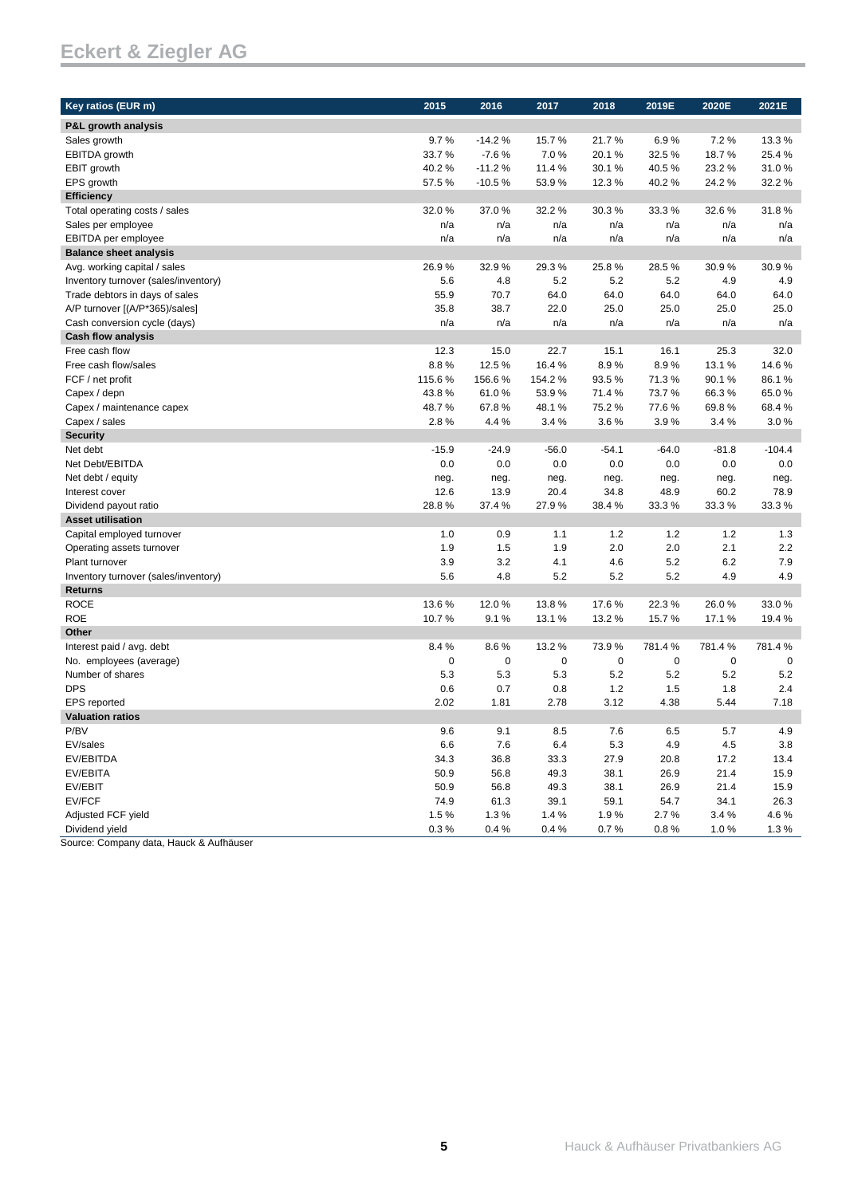| Key ratios (EUR m) | 2015 | 2016 | 2017 | 2018 | 2019E | 2020E | 2021E |
|---|---|---|---|---|---|---|---|
| **P&L growth analysis** | | | | | | | |
| Sales growth | 9.7 % | -14.2 % | 15.7 % | 21.7 % | 6.9 % | 7.2 % | 13.3 % |
| EBITDA growth | 33.7 % | -7.6 % | 7.0 % | 20.1 % | 32.5 % | 18.7 % | 25.4 % |
| EBIT growth | 40.2 % | -11.2 % | 11.4 % | 30.1 % | 40.5 % | 23.2 % | 31.0 % |
| EPS growth | 57.5 % | -10.5 % | 53.9 % | 12.3 % | 40.2 % | 24.2 % | 32.2 % |
| **Efficiency** | | | | | | | |
| Total operating costs / sales | 32.0 % | 37.0 % | 32.2 % | 30.3 % | 33.3 % | 32.6 % | 31.8 % |
| Sales per employee | n/a | n/a | n/a | n/a | n/a | n/a | n/a |
| EBITDA per employee | n/a | n/a | n/a | n/a | n/a | n/a | n/a |
| **Balance sheet analysis** | | | | | | | |
| Avg. working capital / sales | 26.9 % | 32.9 % | 29.3 % | 25.8 % | 28.5 % | 30.9 % | 30.9 % |
| Inventory turnover (sales/inventory) | 5.6 | 4.8 | 5.2 | 5.2 | 5.2 | 4.9 | 4.9 |
| Trade debtors in days of sales | 55.9 | 70.7 | 64.0 | 64.0 | 64.0 | 64.0 | 64.0 |
| A/P turnover [(A/P*365)/sales] | 35.8 | 38.7 | 22.0 | 25.0 | 25.0 | 25.0 | 25.0 |
| Cash conversion cycle (days) | n/a | n/a | n/a | n/a | n/a | n/a | n/a |
| **Cash flow analysis** | | | | | | | |
| Free cash flow | 12.3 | 15.0 | 22.7 | 15.1 | 16.1 | 25.3 | 32.0 |
| Free cash flow/sales | 8.8 % | 12.5 % | 16.4 % | 8.9 % | 8.9 % | 13.1 % | 14.6 % |
| FCF / net profit | 115.6 % | 156.6 % | 154.2 % | 93.5 % | 71.3 % | 90.1 % | 86.1 % |
| Capex / depn | 43.8 % | 61.0 % | 53.9 % | 71.4 % | 73.7 % | 66.3 % | 65.0 % |
| Capex / maintenance capex | 48.7 % | 67.8 % | 48.1 % | 75.2 % | 77.6 % | 69.8 % | 68.4 % |
| Capex / sales | 2.8 % | 4.4 % | 3.4 % | 3.6 % | 3.9 % | 3.4 % | 3.0 % |
| **Security** | | | | | | | |
| Net debt | -15.9 | -24.9 | -56.0 | -54.1 | -64.0 | -81.8 | -104.4 |
| Net Debt/EBITDA | 0.0 | 0.0 | 0.0 | 0.0 | 0.0 | 0.0 | 0.0 |
| Net debt / equity | neg. | neg. | neg. | neg. | neg. | neg. | neg. |
| Interest cover | 12.6 | 13.9 | 20.4 | 34.8 | 48.9 | 60.2 | 78.9 |
| Dividend payout ratio | 28.8 % | 37.4 % | 27.9 % | 38.4 % | 33.3 % | 33.3 % | 33.3 % |
| **Asset utilisation** | | | | | | | |
| Capital employed turnover | 1.0 | 0.9 | 1.1 | 1.2 | 1.2 | 1.2 | 1.3 |
| Operating assets turnover | 1.9 | 1.5 | 1.9 | 2.0 | 2.0 | 2.1 | 2.2 |
| Plant turnover | 3.9 | 3.2 | 4.1 | 4.6 | 5.2 | 6.2 | 7.9 |
| Inventory turnover (sales/inventory) | 5.6 | 4.8 | 5.2 | 5.2 | 5.2 | 4.9 | 4.9 |
| **Returns** | | | | | | | |
| ROCE | 13.6 % | 12.0 % | 13.8 % | 17.6 % | 22.3 % | 26.0 % | 33.0 % |
| ROE | 10.7 % | 9.1 % | 13.1 % | 13.2 % | 15.7 % | 17.1 % | 19.4 % |
| **Other** | | | | | | | |
| Interest paid / avg. debt | 8.4 % | 8.6 % | 13.2 % | 73.9 % | 781.4 % | 781.4 % | 781.4 % |
| No. employees (average) | 0 | 0 | 0 | 0 | 0 | 0 | 0 |
| Number of shares | 5.3 | 5.3 | 5.3 | 5.2 | 5.2 | 5.2 | 5.2 |
| DPS | 0.6 | 0.7 | 0.8 | 1.2 | 1.5 | 1.8 | 2.4 |
| EPS reported | 2.02 | 1.81 | 2.78 | 3.12 | 4.38 | 5.44 | 7.18 |
| **Valuation ratios** | | | | | | | |
| P/BV | 9.6 | 9.1 | 8.5 | 7.6 | 6.5 | 5.7 | 4.9 |
| EV/sales | 6.6 | 7.6 | 6.4 | 5.3 | 4.9 | 4.5 | 3.8 |
| EV/EBITDA | 34.3 | 36.8 | 33.3 | 27.9 | 20.8 | 17.2 | 13.4 |
| EV/EBITA | 50.9 | 56.8 | 49.3 | 38.1 | 26.9 | 21.4 | 15.9 |
| EV/EBIT | 50.9 | 56.8 | 49.3 | 38.1 | 26.9 | 21.4 | 15.9 |
| EV/FCF | 74.9 | 61.3 | 39.1 | 59.1 | 54.7 | 34.1 | 26.3 |
| Adjusted FCF yield | 1.5 % | 1.3 % | 1.4 % | 1.9 % | 2.7 % | 3.4 % | 4.6 % |
| Dividend yield | 0.3 % | 0.4 % | 0.4 % | 0.7 % | 0.8 % | 1.0 % | 1.3 % |

Source: Company data, Hauck & Aufhäuser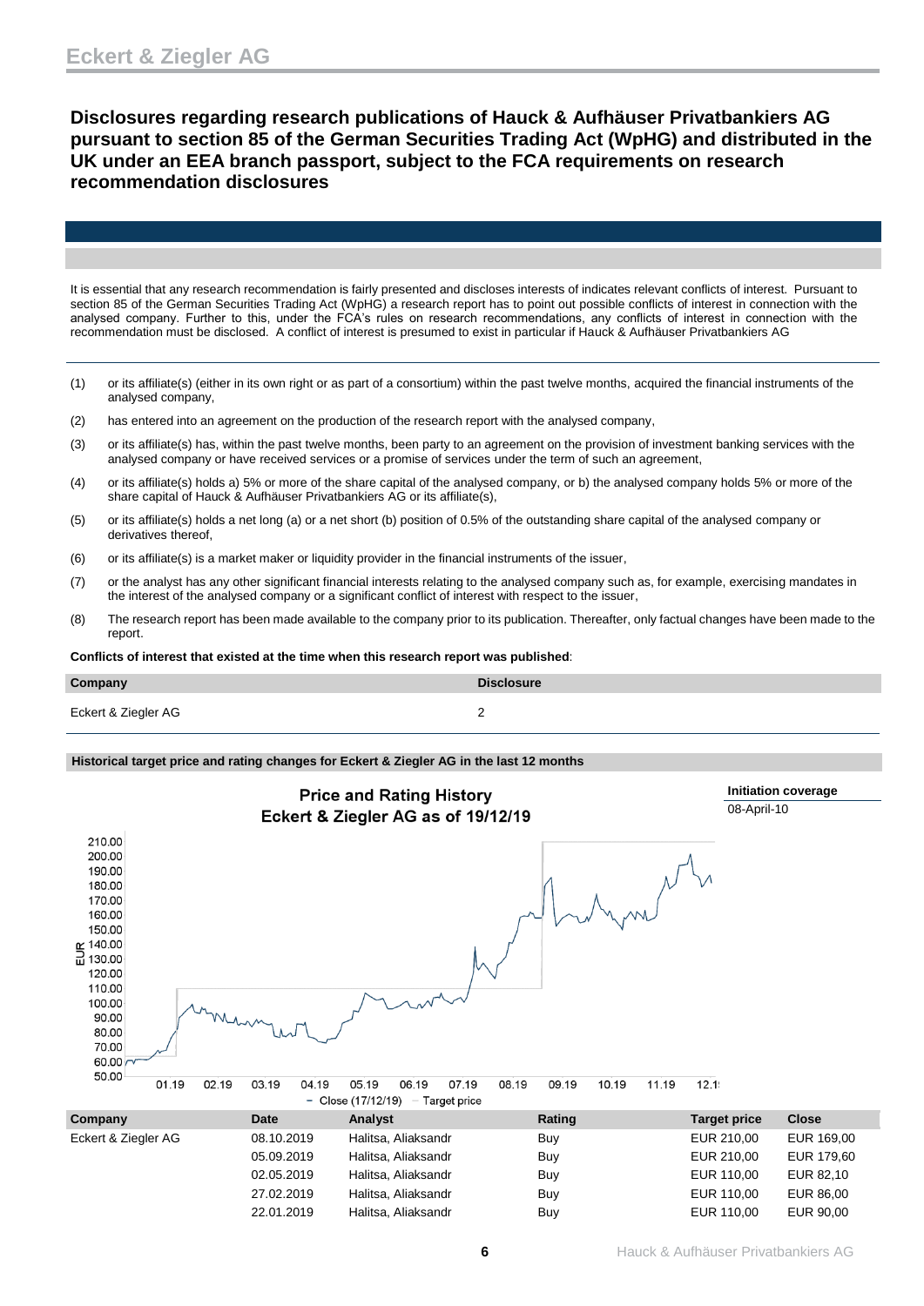## Disclosures regarding research publications of Hauck & Aufhäuser Privatbankiers AG pursuant to section 85 of the German Securities Trading Act (WpHG) and distributed in the UK under an EEA branch passport, subject to the FCA requirements on research recommendation disclosures

It is essential that any research recommendation is fairly presented and discloses interests of indicates relevant conflicts of interest. Pursuant to section 85 of the German Securities Trading Act (WpHG) a research report has to point out possible conflicts of interest in connection with the analysed company. Further to this, under the FCA's rules on research recommendations, any conflicts of interest in connection with the recommendation must be disclosed. A conflict of interest is presumed to exist in particular if Hauck & Aufhäuser Privatbankiers AG

(1) or its affiliate(s) (either in its own right or as part of a consortium) within the past twelve months, acquired the financial instruments of the analysed company,

(2) has entered into an agreement on the production of the research report with the analysed company,

(3) or its affiliate(s) has, within the past twelve months, been party to an agreement on the provision of investment banking services with the analysed company or have received services or a promise of services under the term of such an agreement,

(4) or its affiliate(s) holds a) 5% or more of the share capital of the analysed company, or b) the analysed company holds 5% or more of the share capital of Hauck & Aufhäuser Privatbankiers AG or its affiliate(s),

(5) or its affiliate(s) holds a net long (a) or a net short (b) position of 0.5% of the outstanding share capital of the analysed company or derivatives thereof,

(6) or its affiliate(s) is a market maker or liquidity provider in the financial instruments of the issuer,

(7) or the analyst has any other significant financial interests relating to the analysed company such as, for example, exercising mandates in the interest of the analysed company or a significant conflict of interest with respect to the issuer,

(8) The research report has been made available to the company prior to its publication. Thereafter, only factual changes have been made to the report.

**Conflicts of interest that existed at the time when this research report was published**:

| Company | Disclosure |
|---|---|
| Eckert & Ziegler AG | 2 |

**Historical target price and rating changes for Eckert & Ziegler AG in the last 12 months**

**Price and Rating History**
**Eckert & Ziegler AG as of 19/12/19**

**Initiation coverage**
08-April-10

| Company | Date | Analyst | Rating | Target price | Close |
|---|---|---|---|---|---|
| Eckert & Ziegler AG | 08.10.2019 | Halitsa, Aliaksandr | Buy | EUR 210,00 | EUR 169,00 |
| | 05.09.2019 | Halitsa, Aliaksandr | Buy | EUR 210,00 | EUR 179,60 |
| | 02.05.2019 | Halitsa, Aliaksandr | Buy | EUR 110,00 | EUR 82,10 |
| | 27.02.2019 | Halitsa, Aliaksandr | Buy | EUR 110,00 | EUR 86,00 |
| | 22.01.2019 | Halitsa, Aliaksandr | Buy | EUR 110,00 | EUR 90,00 |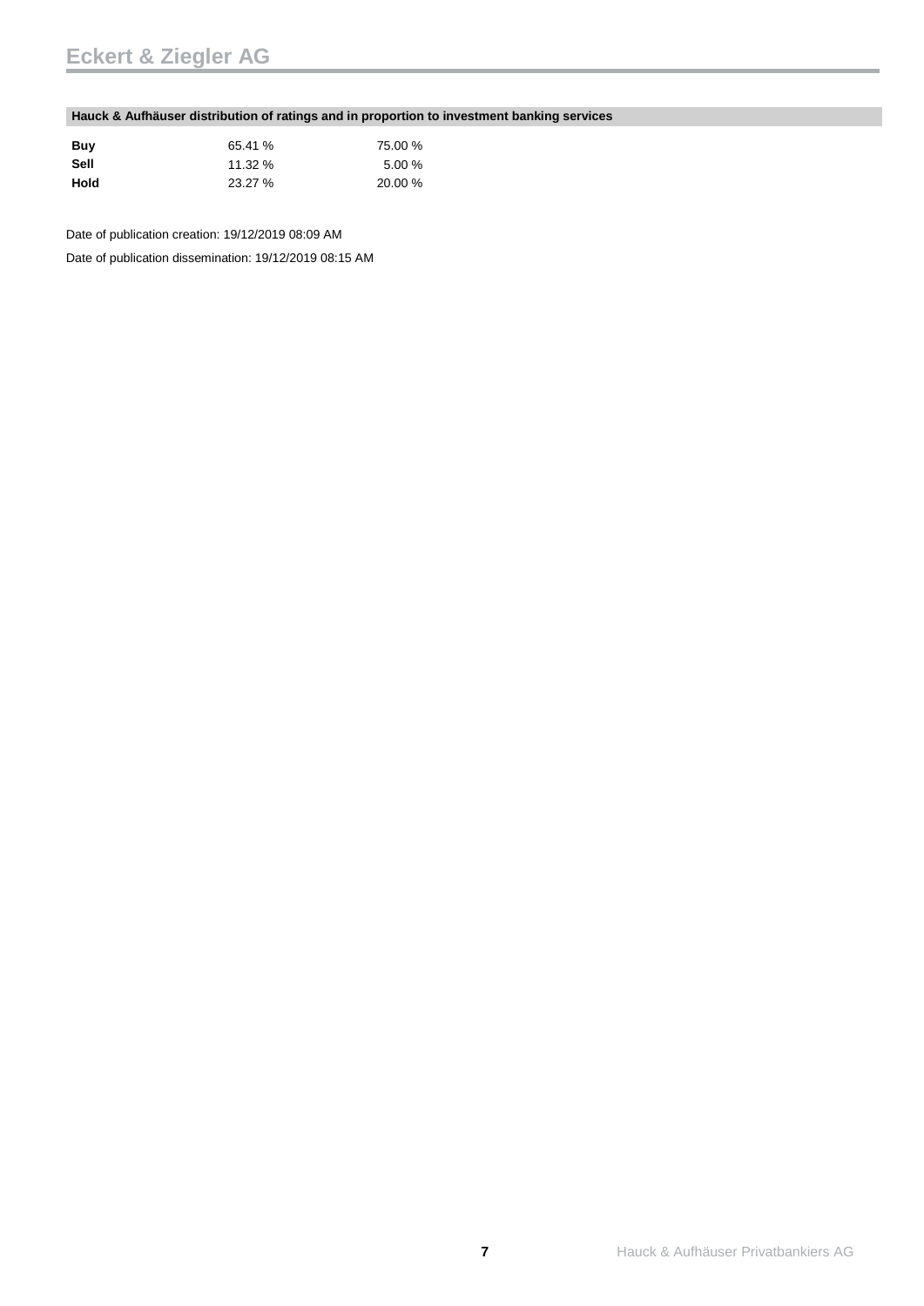**Hauck & Aufhäuser distribution of ratings and in proportion to investment banking services**

| | | |
|---|---|---|
| **Buy** | 65.41 % | 75.00 % |
| **Sell** | 11.32 % | 5.00 % |
| **Hold** | 23.27 % | 20.00 % |

Date of publication creation: 19/12/2019 08:09 AM

Date of publication dissemination: 19/12/2019 08:15 AM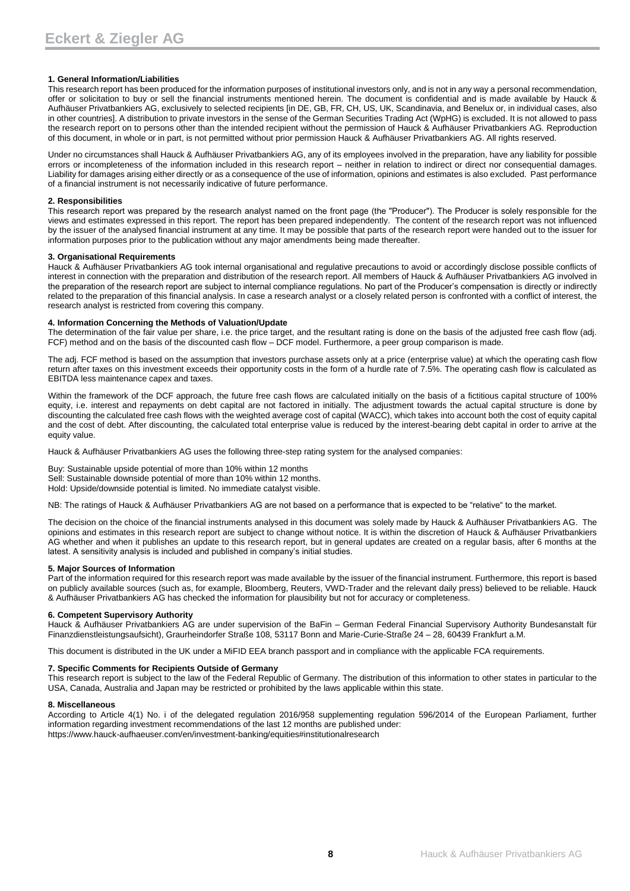### 1. General Information/Liabilities

This research report has been produced for the information purposes of institutional investors only, and is not in any way a personal recommendation, offer or solicitation to buy or sell the financial instruments mentioned herein. The document is confidential and is made available by Hauck & Aufhäuser Privatbankiers AG, exclusively to selected recipients [in DE, GB, FR, CH, US, UK, Scandinavia, and Benelux or, in individual cases, also in other countries]. A distribution to private investors in the sense of the German Securities Trading Act (WpHG) is excluded. It is not allowed to pass the research report on to persons other than the intended recipient without the permission of Hauck & Aufhäuser Privatbankiers AG. Reproduction of this document, in whole or in part, is not permitted without prior permission Hauck & Aufhäuser Privatbankiers AG. All rights reserved.

Under no circumstances shall Hauck & Aufhäuser Privatbankiers AG, any of its employees involved in the preparation, have any liability for possible errors or incompleteness of the information included in this research report – neither in relation to indirect or direct nor consequential damages. Liability for damages arising either directly or as a consequence of the use of information, opinions and estimates is also excluded. Past performance of a financial instrument is not necessarily indicative of future performance.

### 2. Responsibilities

This research report was prepared by the research analyst named on the front page (the "Producer"). The Producer is solely responsible for the views and estimates expressed in this report. The report has been prepared independently. The content of the research report was not influenced by the issuer of the analysed financial instrument at any time. It may be possible that parts of the research report were handed out to the issuer for information purposes prior to the publication without any major amendments being made thereafter.

### 3. Organisational Requirements

Hauck & Aufhäuser Privatbankiers AG took internal organisational and regulative precautions to avoid or accordingly disclose possible conflicts of interest in connection with the preparation and distribution of the research report. All members of Hauck & Aufhäuser Privatbankiers AG involved in the preparation of the research report are subject to internal compliance regulations. No part of the Producer's compensation is directly or indirectly related to the preparation of this financial analysis. In case a research analyst or a closely related person is confronted with a conflict of interest, the research analyst is restricted from covering this company.

### 4. Information Concerning the Methods of Valuation/Update

The determination of the fair value per share, i.e. the price target, and the resultant rating is done on the basis of the adjusted free cash flow (adj. FCF) method and on the basis of the discounted cash flow – DCF model. Furthermore, a peer group comparison is made.

The adj. FCF method is based on the assumption that investors purchase assets only at a price (enterprise value) at which the operating cash flow return after taxes on this investment exceeds their opportunity costs in the form of a hurdle rate of 7.5%. The operating cash flow is calculated as EBITDA less maintenance capex and taxes.

Within the framework of the DCF approach, the future free cash flows are calculated initially on the basis of a fictitious capital structure of 100% equity, i.e. interest and repayments on debt capital are not factored in initially. The adjustment towards the actual capital structure is done by discounting the calculated free cash flows with the weighted average cost of capital (WACC), which takes into account both the cost of equity capital and the cost of debt. After discounting, the calculated total enterprise value is reduced by the interest-bearing debt capital in order to arrive at the equity value.

Hauck & Aufhäuser Privatbankiers AG uses the following three-step rating system for the analysed companies:

Buy: Sustainable upside potential of more than 10% within 12 months  
Sell: Sustainable downside potential of more than 10% within 12 months.  
Hold: Upside/downside potential is limited. No immediate catalyst visible.

NB: The ratings of Hauck & Aufhäuser Privatbankiers AG are not based on a performance that is expected to be "relative" to the market.

The decision on the choice of the financial instruments analysed in this document was solely made by Hauck & Aufhäuser Privatbankiers AG. The opinions and estimates in this research report are subject to change without notice. It is within the discretion of Hauck & Aufhäuser Privatbankiers AG whether and when it publishes an update to this research report, but in general updates are created on a regular basis, after 6 months at the latest. A sensitivity analysis is included and published in company's initial studies.

### 5. Major Sources of Information

Part of the information required for this research report was made available by the issuer of the financial instrument. Furthermore, this report is based on publicly available sources (such as, for example, Bloomberg, Reuters, VWD-Trader and the relevant daily press) believed to be reliable. Hauck & Aufhäuser Privatbankiers AG has checked the information for plausibility but not for accuracy or completeness.

### 6. Competent Supervisory Authority

Hauck & Aufhäuser Privatbankiers AG are under supervision of the BaFin – German Federal Financial Supervisory Authority Bundesanstalt für Finanzdienstleistungsaufsicht), Graurheindorfer Straße 108, 53117 Bonn and Marie-Curie-Straße 24 – 28, 60439 Frankfurt a.M.

This document is distributed in the UK under a MiFID EEA branch passport and in compliance with the applicable FCA requirements.

### 7. Specific Comments for Recipients Outside of Germany

This research report is subject to the law of the Federal Republic of Germany. The distribution of this information to other states in particular to the USA, Canada, Australia and Japan may be restricted or prohibited by the laws applicable within this state.

### 8. Miscellaneous

According to Article 4(1) No. i of the delegated regulation 2016/958 supplementing regulation 596/2014 of the European Parliament, further information regarding investment recommendations of the last 12 months are published under:  
https://www.hauck-aufhaeuser.com/en/investment-banking/equities#institutionalresearch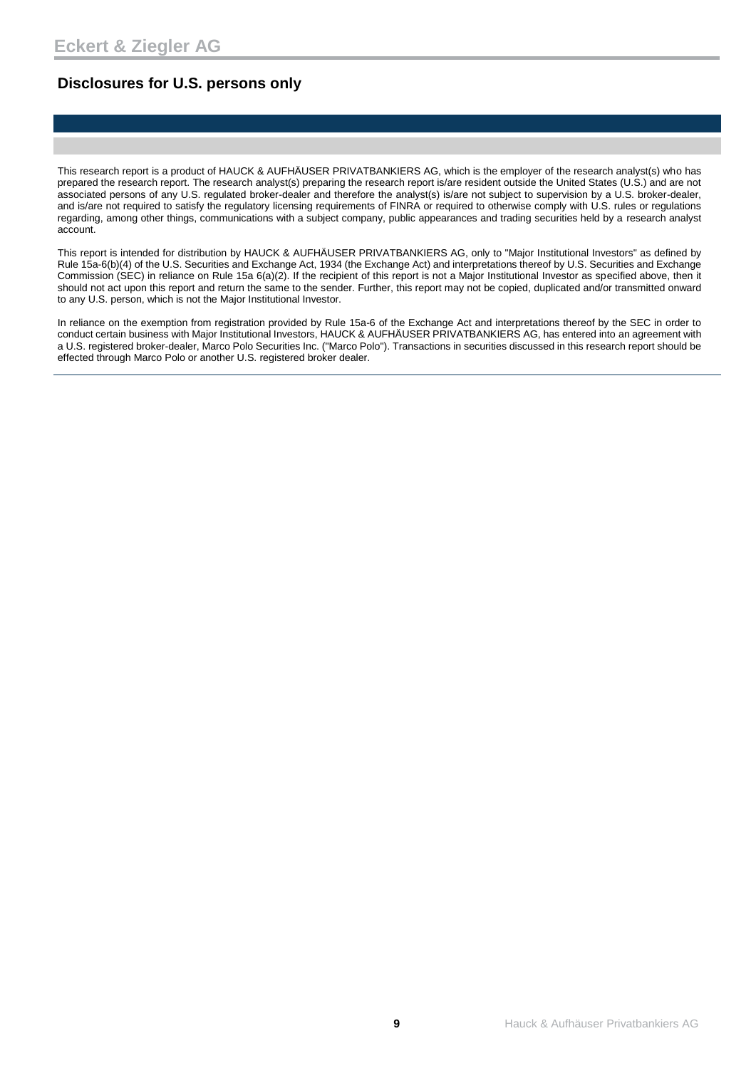## Disclosures for U.S. persons only

This research report is a product of HAUCK & AUFHÄUSER PRIVATBANKIERS AG, which is the employer of the research analyst(s) who has prepared the research report. The research analyst(s) preparing the research report is/are resident outside the United States (U.S.) and are not associated persons of any U.S. regulated broker-dealer and therefore the analyst(s) is/are not subject to supervision by a U.S. broker-dealer, and is/are not required to satisfy the regulatory licensing requirements of FINRA or required to otherwise comply with U.S. rules or regulations regarding, among other things, communications with a subject company, public appearances and trading securities held by a research analyst account.

This report is intended for distribution by HAUCK & AUFHÄUSER PRIVATBANKIERS AG, only to "Major Institutional Investors" as defined by Rule 15a-6(b)(4) of the U.S. Securities and Exchange Act, 1934 (the Exchange Act) and interpretations thereof by U.S. Securities and Exchange Commission (SEC) in reliance on Rule 15a 6(a)(2). If the recipient of this report is not a Major Institutional Investor as specified above, then it should not act upon this report and return the same to the sender. Further, this report may not be copied, duplicated and/or transmitted onward to any U.S. person, which is not the Major Institutional Investor.

In reliance on the exemption from registration provided by Rule 15a-6 of the Exchange Act and interpretations thereof by the SEC in order to conduct certain business with Major Institutional Investors, HAUCK & AUFHÄUSER PRIVATBANKIERS AG, has entered into an agreement with a U.S. registered broker-dealer, Marco Polo Securities Inc. ("Marco Polo"). Transactions in securities discussed in this research report should be effected through Marco Polo or another U.S. registered broker dealer.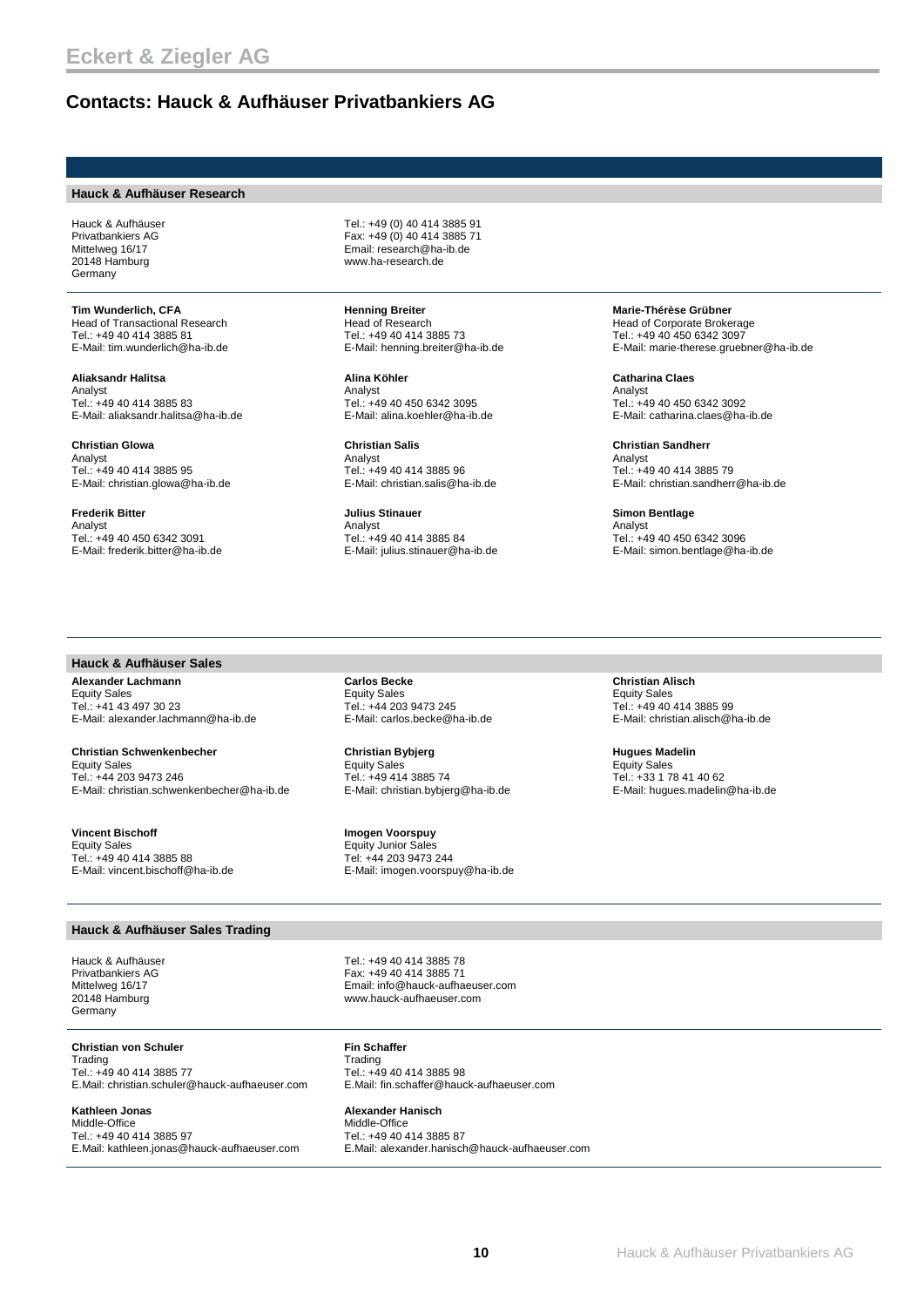# Contacts: Hauck & Aufhäuser Privatbankiers AG

## Hauck & Aufhäuser Research

Hauck & Aufhäuser
Privatbankiers AG
Mittelweg 16/17
20148 Hamburg
Germany

Tel.: +49 (0) 40 414 3885 91
Fax: +49 (0) 40 414 3885 71
Email: research@ha-ib.de
www.ha-research.de

**Tim Wunderlich, CFA**
Head of Transactional Research
Tel.: +49 40 414 3885 81
E-Mail: tim.wunderlich@ha-ib.de

**Henning Breiter**
Head of Research
Tel.: +49 40 414 3885 73
E-Mail: henning.breiter@ha-ib.de

**Marie-Thérèse Grübner**
Head of Corporate Brokerage
Tel.: +49 40 450 6342 3097
E-Mail: marie-therese.gruebner@ha-ib.de

**Aliaksandr Halitsa**
Analyst
Tel.: +49 40 414 3885 83
E-Mail: aliaksandr.halitsa@ha-ib.de

**Alina Köhler**
Analyst
Tel.: +49 40 450 6342 3095
E-Mail: alina.koehler@ha-ib.de

**Catharina Claes**
Analyst
Tel.: +49 40 450 6342 3092
E-Mail: catharina.claes@ha-ib.de

**Christian Glowa**
Analyst
Tel.: +49 40 414 3885 95
E-Mail: christian.glowa@ha-ib.de

**Christian Salis**
Analyst
Tel.: +49 40 414 3885 96
E-Mail: christian.salis@ha-ib.de

**Christian Sandherr**
Analyst
Tel.: +49 40 414 3885 79
E-Mail: christian.sandherr@ha-ib.de

**Frederik Bitter**
Analyst
Tel.: +49 40 450 6342 3091
E-Mail: frederik.bitter@ha-ib.de

**Julius Stinauer**
Analyst
Tel.: +49 40 414 3885 84
E-Mail: julius.stinauer@ha-ib.de

**Simon Bentlage**
Analyst
Tel.: +49 40 450 6342 3096
E-Mail: simon.bentlage@ha-ib.de

## Hauck & Aufhäuser Sales

**Alexander Lachmann**
Equity Sales
Tel.: +41 43 497 30 23
E-Mail: alexander.lachmann@ha-ib.de

**Carlos Becke**
Equity Sales
Tel.: +44 203 9473 245
E-Mail: carlos.becke@ha-ib.de

**Christian Alisch**
Equity Sales
Tel.: +49 40 414 3885 99
E-Mail: christian.alisch@ha-ib.de

**Christian Schwenkenbecher**
Equity Sales
Tel.: +44 203 9473 246
E-Mail: christian.schwenkenbecher@ha-ib.de

**Christian Bybjerg**
Equity Sales
Tel.: +49 414 3885 74
E-Mail: christian.bybjerg@ha-ib.de

**Hugues Madelin**
Equity Sales
Tel.: +33 1 78 41 40 62
E-Mail: hugues.madelin@ha-ib.de

**Vincent Bischoff**
Equity Sales
Tel.: +49 40 414 3885 88
E-Mail: vincent.bischoff@ha-ib.de

**Imogen Voorspuy**
Equity Junior Sales
Tel: +44 203 9473 244
E-Mail: imogen.voorspuy@ha-ib.de

## Hauck & Aufhäuser Sales Trading

Hauck & Aufhäuser
Privatbankiers AG
Mittelweg 16/17
20148 Hamburg
Germany

Tel.: +49 40 414 3885 78
Fax: +49 40 414 3885 71
Email: info@hauck-aufhaeuser.com
www.hauck-aufhaeuser.com

**Christian von Schuler**
Trading
Tel.: +49 40 414 3885 77
E.Mail: christian.schuler@hauck-aufhaeuser.com

**Fin Schaffer**
Trading
Tel.: +49 40 414 3885 98
E.Mail: fin.schaffer@hauck-aufhaeuser.com

**Kathleen Jonas**
Middle-Office
Tel.: +49 40 414 3885 97
E.Mail: kathleen.jonas@hauck-aufhaeuser.com

**Alexander Hanisch**
Middle-Office
Tel.: +49 40 414 3885 87
E.Mail: alexander.hanisch@hauck-aufhaeuser.com